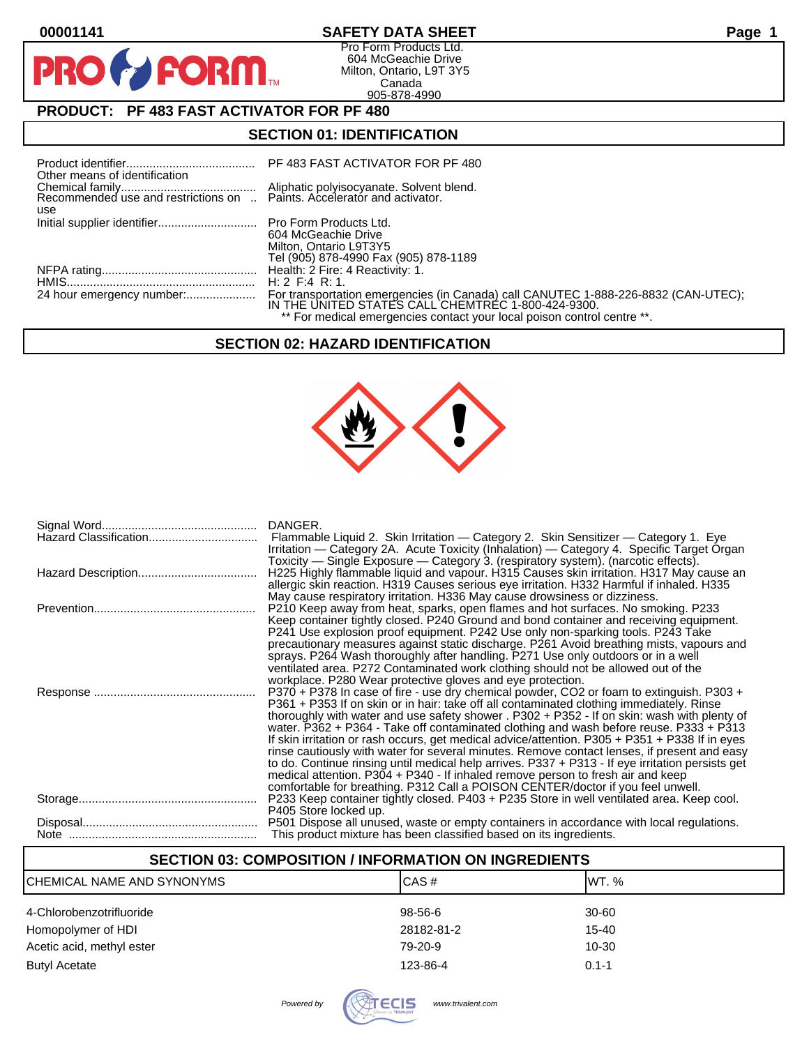00001141 **SAFETY DATA SHEET**

Pro Form Products Ltd.
604 McGeachie Drive
Milton, Ontario, L9T 3Y5
Canada
905-878-4990

## PRODUCT: PF 483 FAST ACTIVATOR FOR PF 480

## SECTION 01: IDENTIFICATION

| | |
|---|---|
| Product identifier | PF 483 FAST ACTIVATOR FOR PF 480 |
| Other means of identification | |
| Chemical family | Aliphatic polyisocyanate. Solvent blend. |
| Recommended use and restrictions on use | Paints. Accelerator and activator. |
| Initial supplier identifier | Pro Form Products Ltd.<br>604 McGeachie Drive<br>Milton, Ontario L9T3Y5<br>Tel (905) 878-4990 Fax (905) 878-1189 |
| NFPA rating | Health: 2 Fire: 4 Reactivity: 1. |
| HMIS | H: 2 F:4 R: 1. |
| 24 hour emergency number: | For transportation emergencies (in Canada) call CANUTEC 1-888-226-8832 (CAN-UTEC); IN THE UNITED STATES CALL CHEMTREC 1-800-424-9300.<br>** For medical emergencies contact your local poison control centre **. |

## SECTION 02: HAZARD IDENTIFICATION

| | |
|---|---|
| Signal Word | DANGER. |
| Hazard Classification | Flammable Liquid 2. Skin Irritation — Category 2. Skin Sensitizer — Category 1. Eye Irritation — Category 2A. Acute Toxicity (Inhalation) — Category 4. Specific Target Organ Toxicity — Single Exposure — Category 3. (respiratory system). (narcotic effects). |
| Hazard Description | H225 Highly flammable liquid and vapour. H315 Causes skin irritation. H317 May cause an allergic skin reaction. H319 Causes serious eye irritation. H332 Harmful if inhaled. H335 May cause respiratory irritation. H336 May cause drowsiness or dizziness. |
| Prevention | P210 Keep away from heat, sparks, open flames and hot surfaces. No smoking. P233 Keep container tightly closed. P240 Ground and bond container and receiving equipment. P241 Use explosion proof equipment. P242 Use only non-sparking tools. P243 Take precautionary measures against static discharge. P261 Avoid breathing mists, vapours and sprays. P264 Wash thoroughly after handling. P271 Use only outdoors or in a well ventilated area. P272 Contaminated work clothing should not be allowed out of the workplace. P280 Wear protective gloves and eye protection. |
| Response | P370 + P378 In case of fire - use dry chemical powder, CO2 or foam to extinguish. P303 + P361 + P353 If on skin or in hair: take off all contaminated clothing immediately. Rinse thoroughly with water and use safety shower . P302 + P352 - If on skin: wash with plenty of water. P362 + P364 - Take off contaminated clothing and wash before reuse. P333 + P313 If skin irritation or rash occurs, get medical advice/attention. P305 + P351 + P338 If in eyes rinse cautiously with water for several minutes. Remove contact lenses, if present and easy to do. Continue rinsing until medical help arrives. P337 + P313 - If eye irritation persists get medical attention. P304 + P340 - If inhaled remove person to fresh air and keep comfortable for breathing. P312 Call a POISON CENTER/doctor if you feel unwell. |
| Storage | P233 Keep container tightly closed. P403 + P235 Store in well ventilated area. Keep cool. P405 Store locked up. |
| Disposal | P501 Dispose all unused, waste or empty containers in accordance with local regulations. |
| Note | This product mixture has been classified based on its ingredients. |

## SECTION 03: COMPOSITION / INFORMATION ON INGREDIENTS

| CHEMICAL NAME AND SYNONYMS | CAS # | WT. % |
|---|---|---|
| 4-Chlorobenzotrifluoride | 98-56-6 | 30-60 |
| Homopolymer of HDI | 28182-81-2 | 15-40 |
| Acetic acid, methyl ester | 79-20-9 | 10-30 |
| Butyl Acetate | 123-86-4 | 0.1-1 |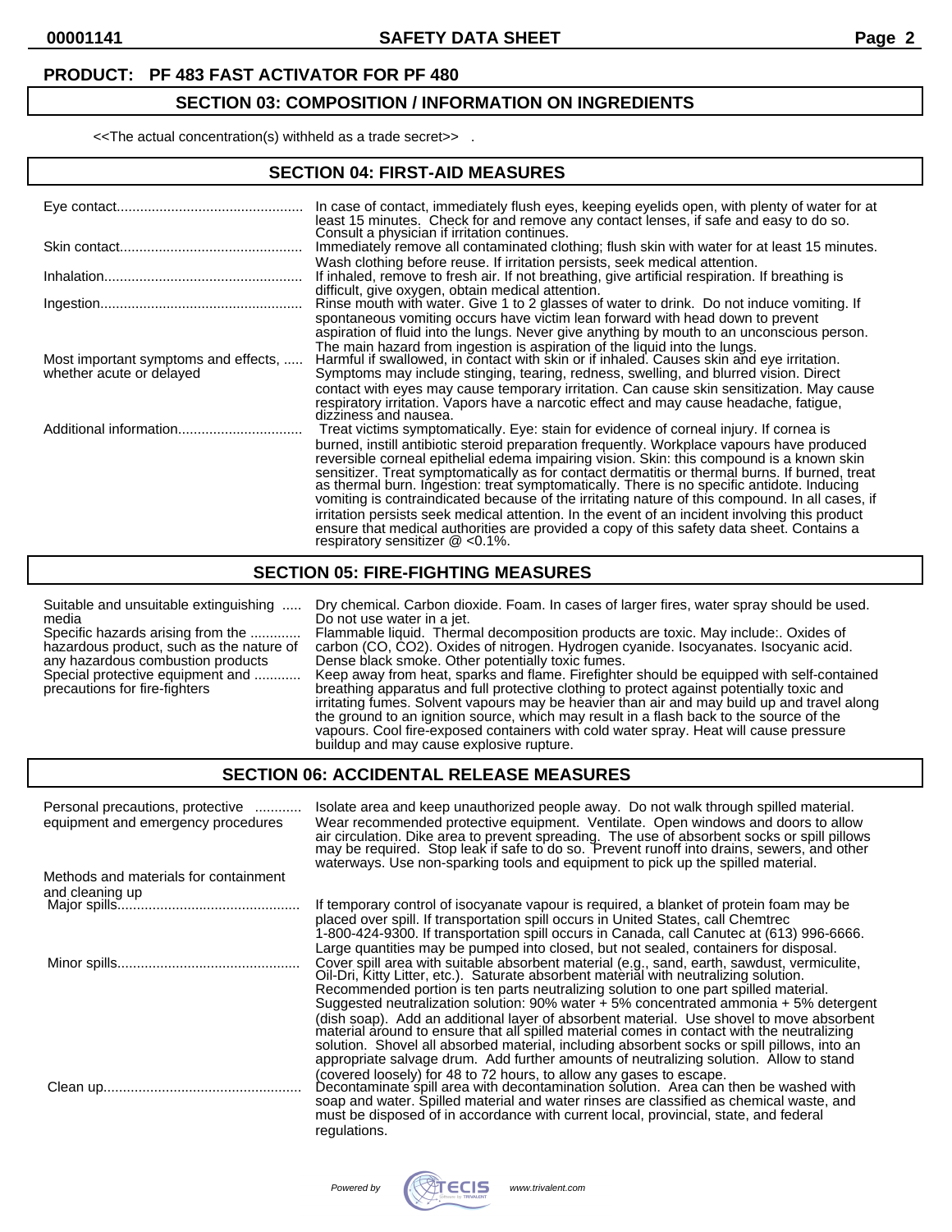**PRODUCT: PF 483 FAST ACTIVATOR FOR PF 480**

## SECTION 03: COMPOSITION / INFORMATION ON INGREDIENTS

<<The actual concentration(s) withheld as a trade secret>> .

## SECTION 04: FIRST-AID MEASURES

| | |
|---|---|
| Eye contact | In case of contact, immediately flush eyes, keeping eyelids open, with plenty of water for at least 15 minutes. Check for and remove any contact lenses, if safe and easy to do so. Consult a physician if irritation continues. |
| Skin contact | Immediately remove all contaminated clothing; flush skin with water for at least 15 minutes. Wash clothing before reuse. If irritation persists, seek medical attention. |
| Inhalation | If inhaled, remove to fresh air. If not breathing, give artificial respiration. If breathing is difficult, give oxygen, obtain medical attention. |
| Ingestion | Rinse mouth with water. Give 1 to 2 glasses of water to drink. Do not induce vomiting. If spontaneous vomiting occurs have victim lean forward with head down to prevent aspiration of fluid into the lungs. Never give anything by mouth to an unconscious person. The main hazard from ingestion is aspiration of the liquid into the lungs. |
| Most important symptoms and effects, whether acute or delayed | Harmful if swallowed, in contact with skin or if inhaled. Causes skin and eye irritation. Symptoms may include stinging, tearing, redness, swelling, and blurred vision. Direct contact with eyes may cause temporary irritation. Can cause skin sensitization. May cause respiratory irritation. Vapors have a narcotic effect and may cause headache, fatigue, dizziness and nausea. |
| Additional information | Treat victims symptomatically. Eye: stain for evidence of corneal injury. If cornea is burned, instill antibiotic steroid preparation frequently. Workplace vapours have produced reversible corneal epithelial edema impairing vision. Skin: this compound is a known skin sensitizer. Treat symptomatically as for contact dermatitis or thermal burns. If burned, treat as thermal burn. Ingestion: treat symptomatically. There is no specific antidote. Inducing vomiting is contraindicated because of the irritating nature of this compound. In all cases, if irritation persists seek medical attention. In the event of an incident involving this product ensure that medical authorities are provided a copy of this safety data sheet. Contains a respiratory sensitizer @ <0.1%. |

## SECTION 05: FIRE-FIGHTING MEASURES

| | |
|---|---|
| Suitable and unsuitable extinguishing media | Dry chemical. Carbon dioxide. Foam. In cases of larger fires, water spray should be used. Do not use water in a jet. |
| Specific hazards arising from the hazardous product, such as the nature of any hazardous combustion products | Flammable liquid. Thermal decomposition products are toxic. May include:. Oxides of carbon (CO, $CO_2$). Oxides of nitrogen. Hydrogen cyanide. Isocyanates. Isocyanic acid. Dense black smoke. Other potentially toxic fumes. |
| Special protective equipment and precautions for fire-fighters | Keep away from heat, sparks and flame. Firefighter should be equipped with self-contained breathing apparatus and full protective clothing to protect against potentially toxic and irritating fumes. Solvent vapours may be heavier than air and may build up and travel along the ground to an ignition source, which may result in a flash back to the source of the vapours. Cool fire-exposed containers with cold water spray. Heat will cause pressure buildup and may cause explosive rupture. |

## SECTION 06: ACCIDENTAL RELEASE MEASURES

| | |
|---|---|
| Personal precautions, protective equipment and emergency procedures | Isolate area and keep unauthorized people away. Do not walk through spilled material. Wear recommended protective equipment. Ventilate. Open windows and doors to allow air circulation. Dike area to prevent spreading. The use of absorbent socks or spill pillows may be required. Stop leak if safe to do so. Prevent runoff into drains, sewers, and other waterways. Use non-sparking tools and equipment to pick up the spilled material. |
| Methods and materials for containment and cleaning up | |
| Major spills | If temporary control of isocyanate vapour is required, a blanket of protein foam may be placed over spill. If transportation spill occurs in United States, call Chemtrec 1-800-424-9300. If transportation spill occurs in Canada, call Canutec at (613) 996-6666. Large quantities may be pumped into closed, but not sealed, containers for disposal. |
| Minor spills | Cover spill area with suitable absorbent material (e.g., sand, earth, sawdust, vermiculite, Oil-Dri, Kitty Litter, etc.). Saturate absorbent material with neutralizing solution. Recommended portion is ten parts neutralizing solution to one part spilled material. Suggested neutralization solution: 90% water + 5% concentrated ammonia + 5% detergent (dish soap). Add an additional layer of absorbent material. Use shovel to move absorbent material around to ensure that all spilled material comes in contact with the neutralizing solution. Shovel all absorbed material, including absorbent socks or spill pillows, into an appropriate salvage drum. Add further amounts of neutralizing solution. Allow to stand (covered loosely) for 48 to 72 hours, to allow any gases to escape. |
| Clean up | Decontaminate spill area with decontamination solution. Area can then be washed with soap and water. Spilled material and water rinses are classified as chemical waste, and must be disposed of in accordance with current local, provincial, state, and federal regulations. |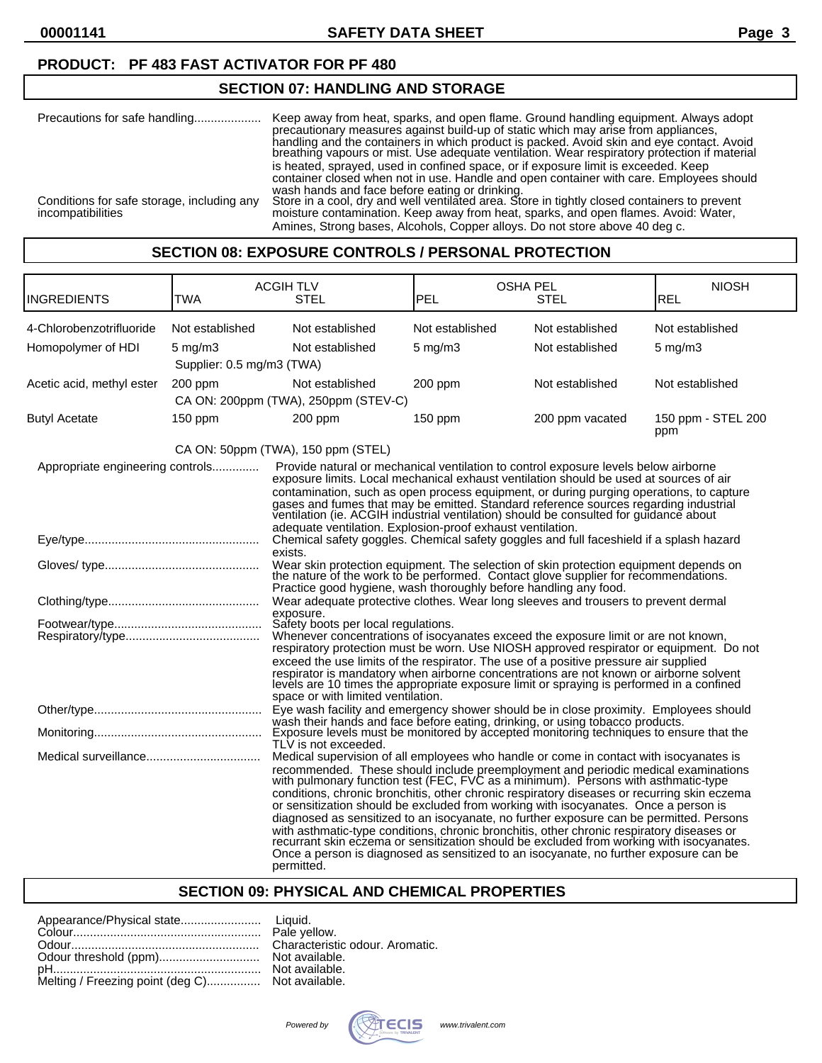**PRODUCT: PF 483 FAST ACTIVATOR FOR PF 480**

## SECTION 07: HANDLING AND STORAGE

Precautions for safe handling.................... Keep away from heat, sparks, and open flame. Ground handling equipment. Always adopt precautionary measures against build-up of static which may arise from appliances, handling and the containers in which product is packed. Avoid skin and eye contact. Avoid breathing vapours or mist. Use adequate ventilation. Wear respiratory protection if material is heated, sprayed, used in confined space, or if exposure limit is exceeded. Keep container closed when not in use. Handle and open container with care. Employees should wash hands and face before eating or drinking.

Conditions for safe storage, including any incompatibilities: Store in a cool, dry and well ventilated area. Store in tightly closed containers to prevent moisture contamination. Keep away from heat, sparks, and open flames. Avoid: Water, Amines, Strong bases, Alcohols, Copper alloys. Do not store above 40 deg c.

## SECTION 08: EXPOSURE CONTROLS / PERSONAL PROTECTION

| INGREDIENTS | ACGIH TLV TWA | ACGIH TLV STEL | OSHA PEL PEL | OSHA PEL STEL | NIOSH REL |
|---|---|---|---|---|---|
| 4-Chlorobenzotrifluoride | Not established | Not established | Not established | Not established | Not established |
| Homopolymer of HDI | 5 mg/m3 | Not established | 5 mg/m3 | Not established | 5 mg/m3 |
| | Supplier: 0.5 mg/m3 (TWA) | | | | |
| Acetic acid, methyl ester | 200 ppm | Not established | 200 ppm | Not established | Not established |
| | CA ON: 200ppm (TWA), 250ppm (STEV-C) | | | | |
| Butyl Acetate | 150 ppm | 200 ppm | 150 ppm | 200 ppm vacated | 150 ppm - STEL 200 ppm |
| | CA ON: 50ppm (TWA), 150 ppm (STEL) | | | | |

Appropriate engineering controls.............. Provide natural or mechanical ventilation to control exposure levels below airborne exposure limits. Local mechanical exhaust ventilation should be used at sources of air contamination, such as open process equipment, or during purging operations, to capture gases and fumes that may be emitted. Standard reference sources regarding industrial ventilation (ie. ACGIH industrial ventilation) should be consulted for guidance about adequate ventilation. Explosion-proof exhaust ventilation.

Eye/type.................................................... Chemical safety goggles. Chemical safety goggles and full faceshield if a splash hazard exists.

Gloves/ type............................................. Wear skin protection equipment. The selection of skin protection equipment depends on the nature of the work to be performed. Contact glove supplier for recommendations. Practice good hygiene, wash thoroughly before handling any food.

Clothing/type............................................ Wear adequate protective clothes. Wear long sleeves and trousers to prevent dermal exposure.

Footwear/type........................................... Safety boots per local regulations.

Respiratory/type........................................ Whenever concentrations of isocyanates exceed the exposure limit or are not known, respiratory protection must be worn. Use NIOSH approved respirator or equipment. Do not exceed the use limits of the respirator. The use of a positive pressure air supplied respirator is mandatory when airborne concentrations are not known or airborne solvent levels are 10 times the appropriate exposure limit or spraying is performed in a confined space or with limited ventilation.

Other/type.................................................. Eye wash facility and emergency shower should be in close proximity. Employees should wash their hands and face before eating, drinking, or using tobacco products.

Monitoring.................................................. Exposure levels must be monitored by accepted monitoring techniques to ensure that the TLV is not exceeded.

Medical surveillance.................................. Medical supervision of all employees who handle or come in contact with isocyanates is recommended. These should include preemployment and periodic medical examinations with pulmonary function test (FEC, FVC as a minimum). Persons with asthmatic-type conditions, chronic bronchitis, other chronic respiratory diseases or recurring skin eczema or sensitization should be excluded from working with isocyanates. Once a person is diagnosed as sensitized to an isocyanate, no further exposure can be permitted. Persons with asthmatic-type conditions, chronic bronchitis, other chronic respiratory diseases or recurrant skin eczema or sensitization should be excluded from working with isocyanates. Once a person is diagnosed as sensitized to an isocyanate, no further exposure can be permitted.

## SECTION 09: PHYSICAL AND CHEMICAL PROPERTIES

Appearance/Physical state........................ Liquid.
Colour........................................................ Pale yellow.
Odour......................................................... Characteristic odour. Aromatic.
Odour threshold (ppm).............................. Not available.
pH.............................................................. Not available.
Melting / Freezing point (deg C)................ Not available.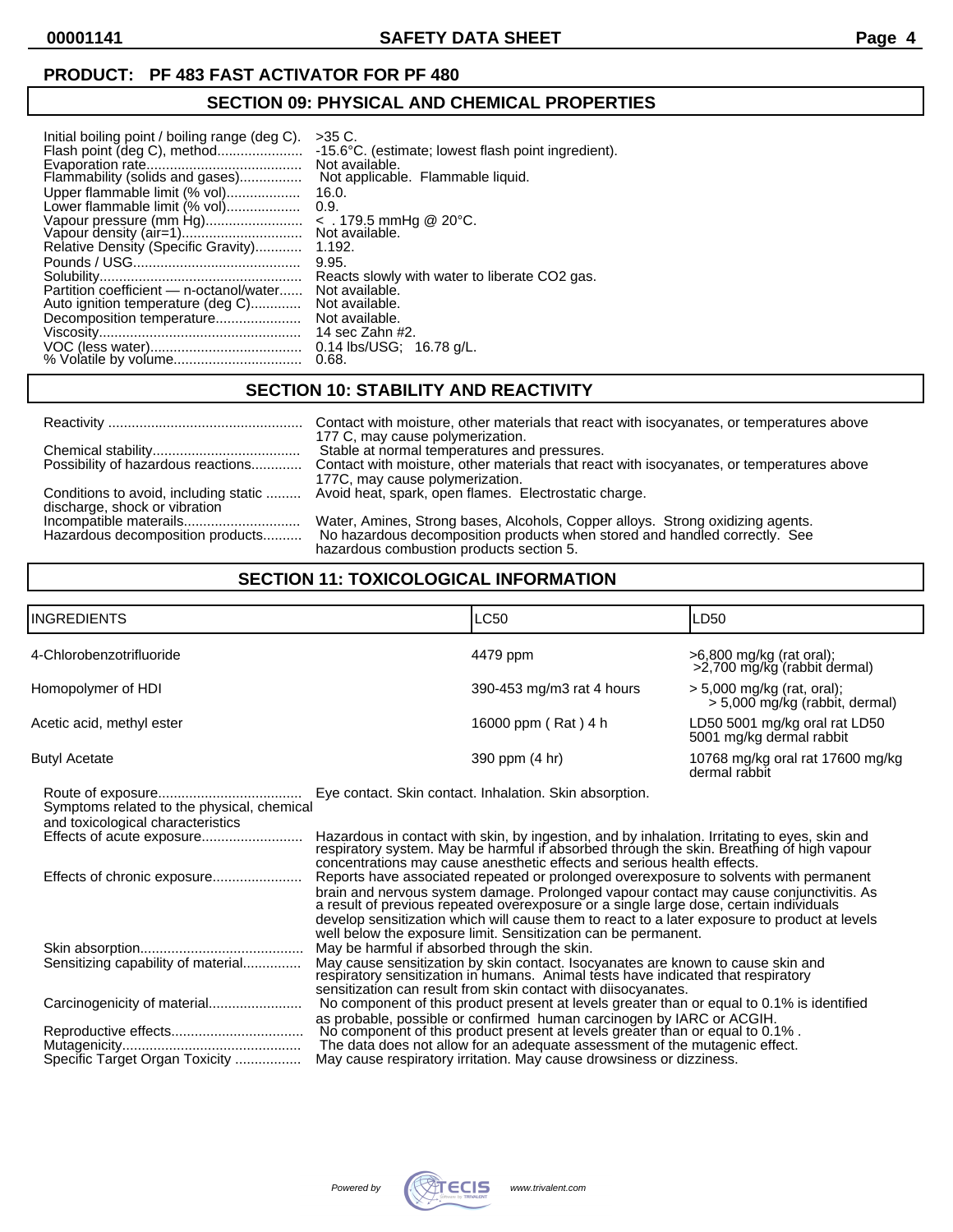**PRODUCT: PF 483 FAST ACTIVATOR FOR PF 480**

## SECTION 09: PHYSICAL AND CHEMICAL PROPERTIES

| | |
|---|---|
| Initial boiling point / boiling range (deg C). | >35 C. |
| Flash point (deg C), method | -15.6°C. (estimate; lowest flash point ingredient). |
| Evaporation rate | Not available. |
| Flammability (solids and gases) | Not applicable. Flammable liquid. |
| Upper flammable limit (% vol) | 16.0. |
| Lower flammable limit (% vol) | 0.9. |
| Vapour pressure (mm Hg) | < . 179.5 mmHg @ 20°C. |
| Vapour density (air=1) | Not available. |
| Relative Density (Specific Gravity) | 1.192. |
| Pounds / USG | 9.95. |
| Solubility | Reacts slowly with water to liberate CO2 gas. |
| Partition coefficient — n-octanol/water | Not available. |
| Auto ignition temperature (deg C) | Not available. |
| Decomposition temperature | Not available. |
| Viscosity | 14 sec Zahn #2. |
| VOC (less water) | 0.14 lbs/USG; 16.78 g/L. |
| % Volatile by volume | 0.68. |

## SECTION 10: STABILITY AND REACTIVITY

| | |
|---|---|
| Reactivity | Contact with moisture, other materials that react with isocyanates, or temperatures above 177 C, may cause polymerization. |
| Chemical stability | Stable at normal temperatures and pressures. |
| Possibility of hazardous reactions | Contact with moisture, other materials that react with isocyanates, or temperatures above 177C, may cause polymerization. |
| Conditions to avoid, including static discharge, shock or vibration | Avoid heat, spark, open flames. Electrostatic charge. |
| Incompatible materails | Water, Amines, Strong bases, Alcohols, Copper alloys. Strong oxidizing agents. |
| Hazardous decomposition products | No hazardous decomposition products when stored and handled correctly. See hazardous combustion products section 5. |

## SECTION 11: TOXICOLOGICAL INFORMATION

| INGREDIENTS | LC50 | LD50 |
|---|---|---|
| 4-Chlorobenzotrifluoride | 4479 ppm | >6,800 mg/kg (rat oral); >2,700 mg/kg (rabbit dermal) |
| Homopolymer of HDI | 390-453 mg/m3 rat 4 hours | > 5,000 mg/kg (rat, oral); > 5,000 mg/kg (rabbit, dermal) |
| Acetic acid, methyl ester | 16000 ppm ( Rat ) 4 h | LD50 5001 mg/kg oral rat LD50 5001 mg/kg dermal rabbit |
| Butyl Acetate | 390 ppm (4 hr) | 10768 mg/kg oral rat 17600 mg/kg dermal rabbit |

| | |
|---|---|
| Route of exposure | Eye contact. Skin contact. Inhalation. Skin absorption. |
| Symptoms related to the physical, chemical and toxicological characteristics | |
| Effects of acute exposure | Hazardous in contact with skin, by ingestion, and by inhalation. Irritating to eyes, skin and respiratory system. May be harmful if absorbed through the skin. Breathing of high vapour concentrations may cause anesthetic effects and serious health effects. |
| Effects of chronic exposure | Reports have associated repeated or prolonged overexposure to solvents with permanent brain and nervous system damage. Prolonged vapour contact may cause conjunctivitis. As a result of previous repeated overexposure or a single large dose, certain individuals develop sensitization which will cause them to react to a later exposure to product at levels well below the exposure limit. Sensitization can be permanent. |
| Skin absorption | May be harmful if absorbed through the skin. |
| Sensitizing capability of material | May cause sensitization by skin contact. Isocyanates are known to cause skin and respiratory sensitization in humans. Animal tests have indicated that respiratory sensitization can result from skin contact with diisocyanates. |
| Carcinogenicity of material | No component of this product present at levels greater than or equal to 0.1% is identified as probable, possible or confirmed human carcinogen by IARC or ACGIH. |
| Reproductive effects | No component of this product present at levels greater than or equal to 0.1% . |
| Mutagenicity | The data does not allow for an adequate assessment of the mutagenic effect. |
| Specific Target Organ Toxicity | May cause respiratory irritation. May cause drowsiness or dizziness. |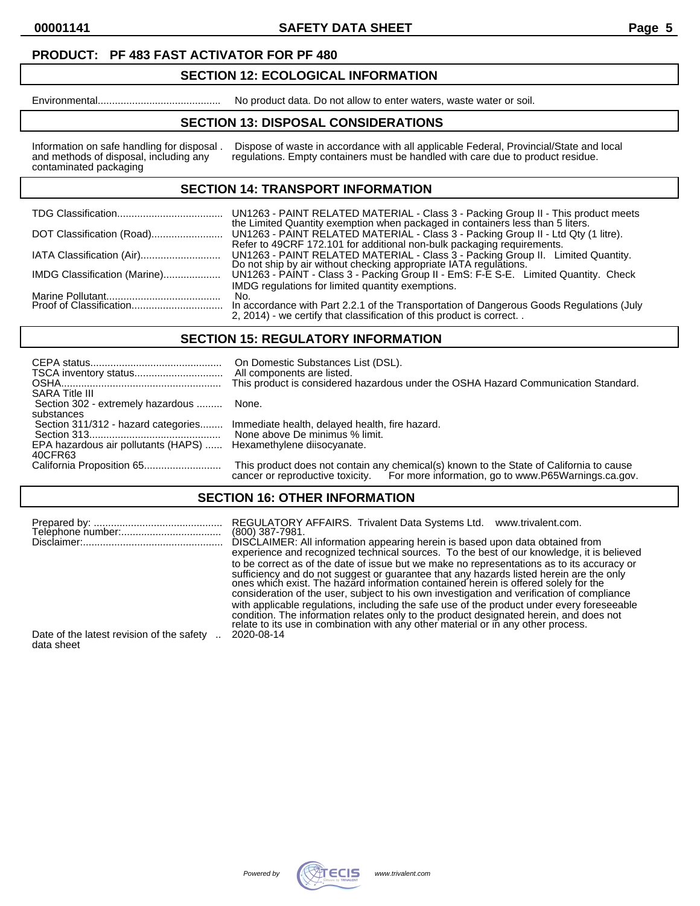**PRODUCT: PF 483 FAST ACTIVATOR FOR PF 480**

## SECTION 12: ECOLOGICAL INFORMATION

| | |
|---|---|
| Environmental | No product data. Do not allow to enter waters, waste water or soil. |

## SECTION 13: DISPOSAL CONSIDERATIONS

| | |
|---|---|
| Information on safe handling for disposal and methods of disposal, including any contaminated packaging | Dispose of waste in accordance with all applicable Federal, Provincial/State and local regulations. Empty containers must be handled with care due to product residue. |

## SECTION 14: TRANSPORT INFORMATION

| | |
|---|---|
| TDG Classification | UN1263 - PAINT RELATED MATERIAL - Class 3 - Packing Group II - This product meets the Limited Quantity exemption when packaged in containers less than 5 liters. |
| DOT Classification (Road) | UN1263 - PAINT RELATED MATERIAL - Class 3 - Packing Group II - Ltd Qty (1 litre). Refer to 49CRF 172.101 for additional non-bulk packaging requirements. |
| IATA Classification (Air) | UN1263 - PAINT RELATED MATERIAL - Class 3 - Packing Group II. Limited Quantity. Do not ship by air without checking appropriate IATA regulations. |
| IMDG Classification (Marine) | UN1263 - PAINT - Class 3 - Packing Group II - EmS: F-E S-E. Limited Quantity. Check IMDG regulations for limited quantity exemptions. |
| Marine Pollutant | No. |
| Proof of Classification | In accordance with Part 2.2.1 of the Transportation of Dangerous Goods Regulations (July 2, 2014) - we certify that classification of this product is correct. . |

## SECTION 15: REGULATORY INFORMATION

| | |
|---|---|
| CEPA status | On Domestic Substances List (DSL). |
| TSCA inventory status | All components are listed. |
| OSHA | This product is considered hazardous under the OSHA Hazard Communication Standard. |
| SARA Title III | |
| Section 302 - extremely hazardous substances | None. |
| Section 311/312 - hazard categories | Immediate health, delayed health, fire hazard. |
| Section 313 | None above De minimus % limit. |
| EPA hazardous air pollutants (HAPS) 40CFR63 | Hexamethylene diisocyanate. |
| California Proposition 65 | This product does not contain any chemical(s) known to the State of California to cause cancer or reproductive toxicity. For more information, go to www.P65Warnings.ca.gov. |

## SECTION 16: OTHER INFORMATION

| | |
|---|---|
| Prepared by: | REGULATORY AFFAIRS. Trivalent Data Systems Ltd. www.trivalent.com. |
| Telephone number: | (800) 387-7981. |
| Disclaimer: | DISCLAIMER: All information appearing herein is based upon data obtained from experience and recognized technical sources. To the best of our knowledge, it is believed to be correct as of the date of issue but we make no representations as to its accuracy or sufficiency and do not suggest or guarantee that any hazards listed herein are the only ones which exist. The hazard information contained herein is offered solely for the consideration of the user, subject to his own investigation and verification of compliance with applicable regulations, including the safe use of the product under every foreseeable condition. The information relates only to the product designated herein, and does not relate to its use in combination with any other material or in any other process. |
| Date of the latest revision of the safety data sheet | 2020-08-14 |